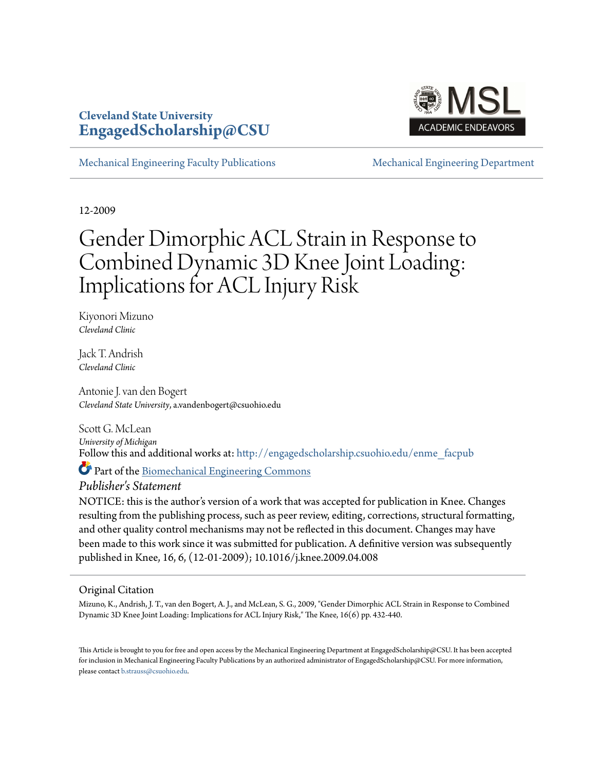**Cleveland State University**
**EngagedScholarship@CSU**

MSL ACADEMIC ENDEAVORS

Mechanical Engineering Faculty Publications | Mechanical Engineering Department

12-2009

# Gender Dimorphic ACL Strain in Response to Combined Dynamic 3D Knee Joint Loading: Implications for ACL Injury Risk

Kiyonori Mizuno
*Cleveland Clinic*

Jack T. Andrish
*Cleveland Clinic*

Antonie J. van den Bogert
*Cleveland State University*, a.vandenbogert@csuohio.edu

Scott G. McLean
*University of Michigan*

Follow this and additional works at: http://engagedscholarship.csuohio.edu/enme_facpub

Part of the Biomechanical Engineering Commons

*Publisher's Statement*

NOTICE: this is the author's version of a work that was accepted for publication in Knee. Changes resulting from the publishing process, such as peer review, editing, corrections, structural formatting, and other quality control mechanisms may not be reflected in this document. Changes may have been made to this work since it was submitted for publication. A definitive version was subsequently published in Knee, 16, 6, (12-01-2009); 10.1016/j.knee.2009.04.008

## Original Citation

Mizuno, K., Andrish, J. T., van den Bogert, A. J., and McLean, S. G., 2009, "Gender Dimorphic ACL Strain in Response to Combined Dynamic 3D Knee Joint Loading: Implications for ACL Injury Risk," The Knee, 16(6) pp. 432-440.

This Article is brought to you for free and open access by the Mechanical Engineering Department at EngagedScholarship@CSU. It has been accepted for inclusion in Mechanical Engineering Faculty Publications by an authorized administrator of EngagedScholarship@CSU. For more information, please contact b.strauss@csuohio.edu.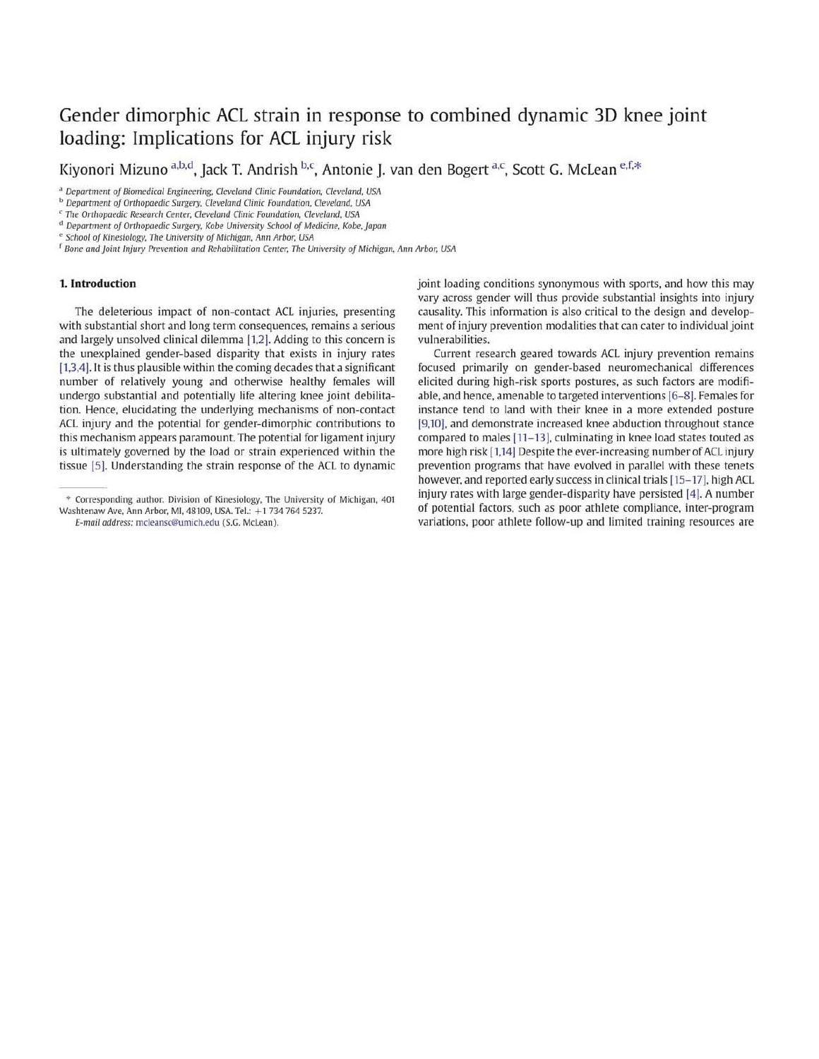# Gender dimorphic ACL strain in response to combined dynamic 3D knee joint loading: Implications for ACL injury risk

Kiyonori Mizuno [a,b,d], Jack T. Andrish [b,c], Antonie J. van den Bogert [a,c], Scott G. McLean [e,f,*]

[a] Department of Biomedical Engineering, Cleveland Clinic Foundation, Cleveland, USA
[b] Department of Orthopaedic Surgery, Cleveland Clinic Foundation, Cleveland, USA
[c] The Orthopaedic Research Center, Cleveland Clinic Foundation, Cleveland, USA
[d] Department of Orthopaedic Surgery, Kobe University School of Medicine, Kobe, Japan
[e] School of Kinesiology, The University of Michigan, Ann Arbor, USA
[f] Bone and Joint Injury Prevention and Rehabilitation Center, The University of Michigan, Ann Arbor, USA

## 1. Introduction

The deleterious impact of non-contact ACL injuries, presenting with substantial short and long term consequences, remains a serious and largely unsolved clinical dilemma [1,2]. Adding to this concern is the unexplained gender-based disparity that exists in injury rates [1,3,4]. It is thus plausible within the coming decades that a significant number of relatively young and otherwise healthy females will undergo substantial and potentially life altering knee joint debilitation. Hence, elucidating the underlying mechanisms of non-contact ACL injury and the potential for gender-dimorphic contributions to this mechanism appears paramount. The potential for ligament injury is ultimately governed by the load or strain experienced within the tissue [5]. Understanding the strain response of the ACL to dynamic joint loading conditions synonymous with sports, and how this may vary across gender will thus provide substantial insights into injury causality. This information is also critical to the design and development of injury prevention modalities that can cater to individual joint vulnerabilities.

Current research geared towards ACL injury prevention remains focused primarily on gender-based neuromechanical differences elicited during high-risk sports postures, as such factors are modifiable, and hence, amenable to targeted interventions [6–8]. Females for instance tend to land with their knee in a more extended posture [9,10], and demonstrate increased knee abduction throughout stance compared to males [11–13], culminating in knee load states touted as more high risk [1,14] Despite the ever-increasing number of ACL injury prevention programs that have evolved in parallel with these tenets however, and reported early success in clinical trials [15–17], high ACL injury rates with large gender-disparity have persisted [4]. A number of potential factors, such as poor athlete compliance, inter-program variations, poor athlete follow-up and limited training resources are

---

* Corresponding author. Division of Kinesiology, The University of Michigan, 401 Washtenaw Ave, Ann Arbor, MI, 48109, USA. Tel.: +1 734 764 5237.
E-mail address: mcleansc@umich.edu (S.G. McLean).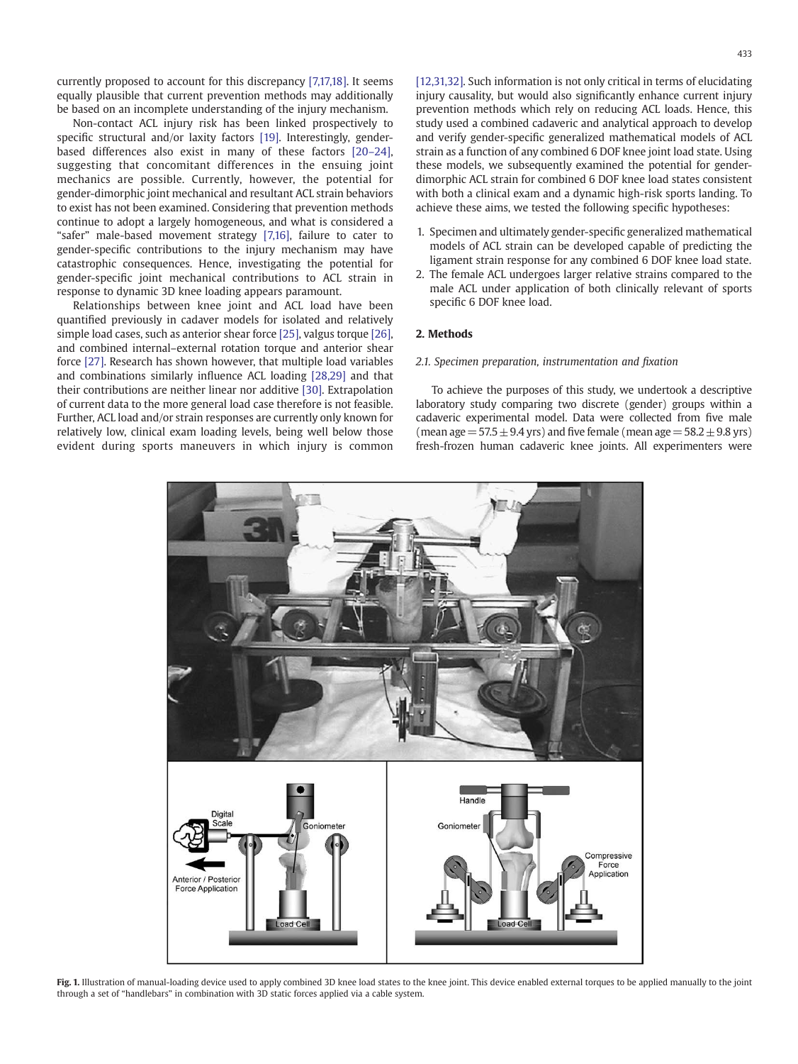currently proposed to account for this discrepancy [7,17,18]. It seems equally plausible that current prevention methods may additionally be based on an incomplete understanding of the injury mechanism.

Non-contact ACL injury risk has been linked prospectively to specific structural and/or laxity factors [19]. Interestingly, gender-based differences also exist in many of these factors [20–24], suggesting that concomitant differences in the ensuing joint mechanics are possible. Currently, however, the potential for gender-dimorphic joint mechanical and resultant ACL strain behaviors to exist has not been examined. Considering that prevention methods continue to adopt a largely homogeneous, and what is considered a "safer" male-based movement strategy [7,16], failure to cater to gender-specific contributions to the injury mechanism may have catastrophic consequences. Hence, investigating the potential for gender-specific joint mechanical contributions to ACL strain in response to dynamic 3D knee loading appears paramount.

Relationships between knee joint and ACL load have been quantified previously in cadaver models for isolated and relatively simple load cases, such as anterior shear force [25], valgus torque [26], and combined internal–external rotation torque and anterior shear force [27]. Research has shown however, that multiple load variables and combinations similarly influence ACL loading [28,29] and that their contributions are neither linear nor additive [30]. Extrapolation of current data to the more general load case therefore is not feasible. Further, ACL load and/or strain responses are currently only known for relatively low, clinical exam loading levels, being well below those evident during sports maneuvers in which injury is common [12,31,32]. Such information is not only critical in terms of elucidating injury causality, but would also significantly enhance current injury prevention methods which rely on reducing ACL loads. Hence, this study used a combined cadaveric and analytical approach to develop and verify gender-specific generalized mathematical models of ACL strain as a function of any combined 6 DOF knee joint load state. Using these models, we subsequently examined the potential for gender-dimorphic ACL strain for combined 6 DOF knee load states consistent with both a clinical exam and a dynamic high-risk sports landing. To achieve these aims, we tested the following specific hypotheses:

1. Specimen and ultimately gender-specific generalized mathematical models of ACL strain can be developed capable of predicting the ligament strain response for any combined 6 DOF knee load state.
2. The female ACL undergoes larger relative strains compared to the male ACL under application of both clinically relevant of sports specific 6 DOF knee load.

## 2. Methods

### *2.1. Specimen preparation, instrumentation and fixation*

To achieve the purposes of this study, we undertook a descriptive laboratory study comparing two discrete (gender) groups within a cadaveric experimental model. Data were collected from five male (mean age = 57.5 ± 9.4 yrs) and five female (mean age = 58.2 ± 9.8 yrs) fresh-frozen human cadaveric knee joints. All experimenters were

**Fig. 1.** Illustration of manual-loading device used to apply combined 3D knee load states to the knee joint. This device enabled external torques to be applied manually to the joint through a set of "handlebars" in combination with 3D static forces applied via a cable system.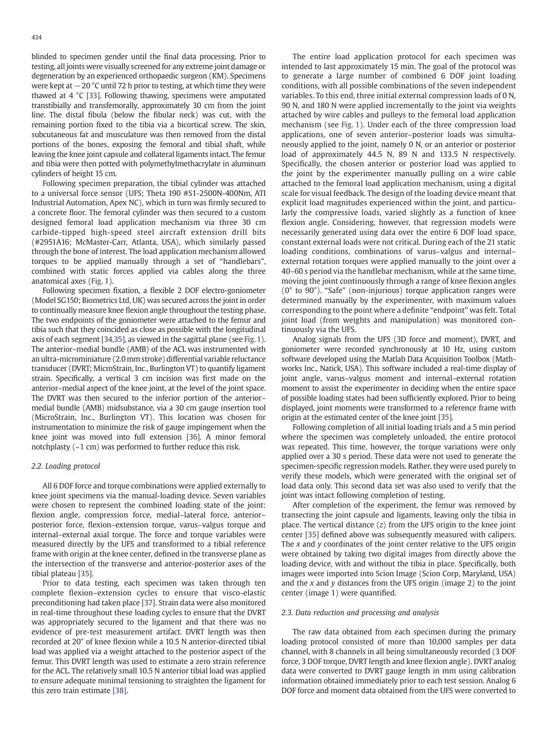blinded to specimen gender until the final data processing. Prior to testing, all joints were visually screened for any extreme joint damage or degeneration by an experienced orthopaedic surgeon (KM). Specimens were kept at −20 °C until 72 h prior to testing, at which time they were thawed at 4 °C [33]. Following thawing, specimens were amputated transtibially and transfemorally, approximately 30 cm from the joint line. The distal fibula (below the fibular neck) was cut, with the remaining portion fixed to the tibia via a bicortical screw. The skin, subcutaneous fat and musculature was then removed from the distal portions of the bones, exposing the femoral and tibial shaft, while leaving the knee joint capsule and collateral ligaments intact. The femur and tibia were then potted with polymethylmethacrylate in aluminum cylinders of height 15 cm.

Following specimen preparation, the tibial cylinder was attached to a universal force sensor (UFS; Theta 190 #S1-2500N-400Nm, ATI Industrial Automation, Apex NC), which in turn was firmly secured to a concrete floor. The femoral cylinder was then secured to a custom designed femoral load application mechanism via three 30 cm carbide-tipped high-speed steel aircraft extension drill bits (#2951A16; McMaster-Carr, Atlanta, USA), which similarly passed through the bone of interest. The load application mechanism allowed torques to be applied manually through a set of "handlebars", combined with static forces applied via cables along the three anatomical axes (Fig. 1).

Following specimen fixation, a flexible 2 DOF electro-goniometer (Model SG150; Biometrics Ltd, UK) was secured across the joint in order to continually measure knee flexion angle throughout the testing phase. The two endpoints of the goniometer were attached to the femur and tibia such that they coincided as close as possible with the longitudinal axis of each segment [34,35], as viewed in the sagittal plane (see Fig. 1). The anterior–medial bundle (AMB) of the ACL was instrumented with an ultra-microminiature (2.0 mm stroke) differential variable reluctance transducer (DVRT; MicroStrain, Inc., Burlington VT) to quantify ligament strain. Specifically, a vertical 3 cm incision was first made on the anterior–medial aspect of the knee joint, at the level of the joint space. The DVRT was then secured to the inferior portion of the anterior–medial bundle (AMB) midsubstance, via a 30 cm gauge insertion tool (MicroStrain, Inc., Burlington VT). This location was chosen for instrumentation to minimize the risk of gauge impingement when the knee joint was moved into full extension [36]. A minor femoral notchplasty (~1 cm) was performed to further reduce this risk.

### 2.2. Loading protocol

All 6 DOF force and torque combinations were applied externally to knee joint specimens via the manual-loading device. Seven variables were chosen to represent the combined loading state of the joint: flexion angle, compression force, medial–lateral force, anterior–posterior force, flexion–extension torque, varus–valgus torque and internal–external axial torque. The force and torque variables were measured directly by the UFS and transformed to a tibial reference frame with origin at the knee center, defined in the transverse plane as the intersection of the transverse and anterior-posterior axes of the tibial plateau [35].

Prior to data testing, each specimen was taken through ten complete flexion–extension cycles to ensure that visco-elastic preconditioning had taken place [37]. Strain data were also monitored in real-time throughout these loading cycles to ensure that the DVRT was appropriately secured to the ligament and that there was no evidence of pre-test measurement artifact. DVRT length was then recorded at 20° of knee flexion while a 10.5 N anterior-directed tibial load was applied via a weight attached to the posterior aspect of the femur. This DVRT length was used to estimate a zero strain reference for the ACL. The relatively small 10.5 N anterior tibial load was applied to ensure adequate minimal tensioning to straighten the ligament for this zero train estimate [38].

The entire load application protocol for each specimen was intended to last approximately 15 min. The goal of the protocol was to generate a large number of combined 6 DOF joint loading conditions, with all possible combinations of the seven independent variables. To this end, three initial external compression loads of 0 N, 90 N, and 180 N were applied incrementally to the joint via weights attached by wire cables and pulleys to the femoral load application mechanism (see Fig. 1). Under each of the three compression load applications, one of seven anterior–posterior loads was simultaneously applied to the joint, namely 0 N, or an anterior or posterior load of approximately 44.5 N, 89 N and 133.5 N respectively. Specifically, the chosen anterior or posterior load was applied to the joint by the experimenter manually pulling on a wire cable attached to the femoral load application mechanism, using a digital scale for visual feedback. The design of the loading device meant that explicit load magnitudes experienced within the joint, and particularly the compressive loads, varied slightly as a function of knee flexion angle. Considering, however, that regression models were necessarily generated using data over the entire 6 DOF load space, constant external loads were not critical. During each of the 21 static loading conditions, combinations of varus–valgus and internal–external rotation torques were applied manually to the joint over a 40–60 s period via the handlebar mechanism, while at the same time, moving the joint continuously through a range of knee flexion angles (0° to 90°). "Safe" (non-injurious) torque application ranges were determined manually by the experimenter, with maximum values corresponding to the point where a definite "endpoint" was felt. Total joint load (from weights and manipulation) was monitored continuously via the UFS.

Analog signals from the UFS (3D force and moment), DVRT, and goniometer were recorded synchronously at 10 Hz, using custom software developed using the Matlab Data Acquisition Toolbox (Mathworks Inc., Natick, USA). This software included a real-time display of joint angle, varus–valgus moment and internal–external rotation moment to assist the experimenter in deciding when the entire space of possible loading states had been sufficiently explored. Prior to being displayed, joint moments were transformed to a reference frame with origin at the estimated center of the knee joint [35].

Following completion of all initial loading trials and a 5 min period where the specimen was completely unloaded, the entire protocol was repeated. This time, however, the torque variations were only applied over a 30 s period. These data were not used to generate the specimen-specific regression models. Rather, they were used purely to verify these models, which were generated with the original set of load data only. This second data set was also used to verify that the joint was intact following completion of testing.

After completion of the experiment, the femur was removed by transecting the joint capsule and ligaments, leaving only the tibia in place. The vertical distance ($z$) from the UFS origin to the knee joint center [35] defined above was subsequently measured with calipers. The $x$ and $y$ coordinates of the joint center relative to the UFS origin were obtained by taking two digital images from directly above the loading device, with and without the tibia in place. Specifically, both images were imported into Scion Image (Scion Corp, Maryland, USA) and the $x$ and $y$ distances from the UFS origin (image 2) to the joint center (image 1) were quantified.

### 2.3. Data reduction and processing and analysis

The raw data obtained from each specimen during the primary loading protocol consisted of more than 10,000 samples per data channel, with 8 channels in all being simultaneously recorded (3 DOF force, 3 DOF torque, DVRT length and knee flexion angle). DVRT analog data were converted to DVRT gauge length in mm using calibration information obtained immediately prior to each test session. Analog 6 DOF force and moment data obtained from the UFS were converted to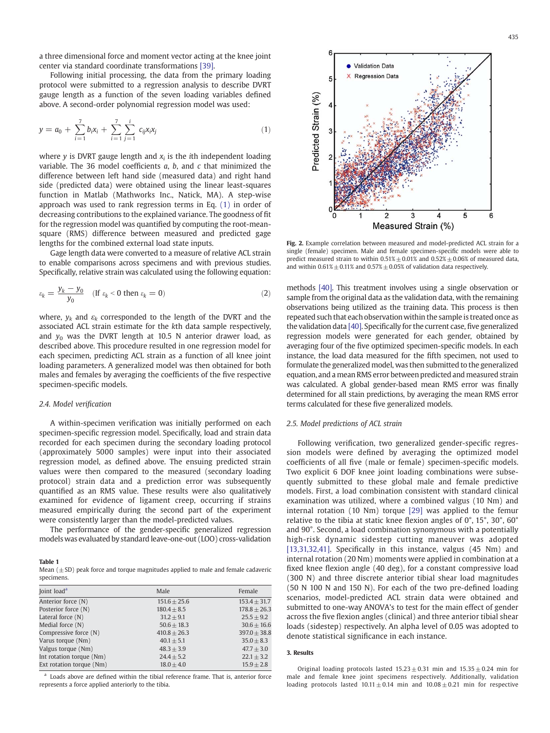a three dimensional force and moment vector acting at the knee joint center via standard coordinate transformations [39].

Following initial processing, the data from the primary loading protocol were submitted to a regression analysis to describe DVRT gauge length as a function of the seven loading variables defined above. A second-order polynomial regression model was used:

$$y = a_0 + \sum_{i=1}^{7} b_i x_i + \sum_{i=1}^{7} \sum_{j=1}^{i} c_{ij} x_i x_j \tag{1}$$

where $y$ is DVRT gauge length and $x_i$ is the $i$th independent loading variable. The 36 model coefficients $a$, $b$, and $c$ that minimized the difference between left hand side (measured data) and right hand side (predicted data) were obtained using the linear least-squares function in Matlab (Mathworks Inc., Natick, MA). A step-wise approach was used to rank regression terms in Eq. (1) in order of decreasing contributions to the explained variance. The goodness of fit for the regression model was quantified by computing the root-mean-square (RMS) difference between measured and predicted gage lengths for the combined external load state inputs.

Gage length data were converted to a measure of relative ACL strain to enable comparisons across specimens and with previous studies. Specifically, relative strain was calculated using the following equation:

$$\varepsilon_k = \frac{y_k - y_0}{y_0} \quad (\text{If } \varepsilon_k < 0 \text{ then } \varepsilon_k = 0) \tag{2}$$

where, $y_k$ and $\varepsilon_k$ corresponded to the length of the DVRT and the associated ACL strain estimate for the $k$th data sample respectively, and $y_0$ was the DVRT length at 10.5 N anterior drawer load, as described above. This procedure resulted in one regression model for each specimen, predicting ACL strain as a function of all knee joint loading parameters. A generalized model was then obtained for both males and females by averaging the coefficients of the five respective specimen-specific models.

### 2.4. Model verification

A within-specimen verification was initially performed on each specimen-specific regression model. Specifically, load and strain data recorded for each specimen during the secondary loading protocol (approximately 5000 samples) were input into their associated regression model, as defined above. The ensuing predicted strain values were then compared to the measured (secondary loading protocol) strain data and a prediction error was subsequently quantified as an RMS value. These results were also qualitatively examined for evidence of ligament creep, occurring if strains measured empirically during the second part of the experiment were consistently larger than the model-predicted values.

The performance of the gender-specific generalized regression models was evaluated by standard leave-one-out (LOO) cross-validation methods [40]. This treatment involves using a single observation or sample from the original data as the validation data, with the remaining observations being utilized as the training data. This process is then repeated such that each observation within the sample is treated once as the validation data [40]. Specifically for the current case, five generalized regression models were generated for each gender, obtained by averaging four of the five optimized specimen-specific models. In each instance, the load data measured for the fifth specimen, not used to formulate the generalized model, was then submitted to the generalized equation, and a mean RMS error between predicted and measured strain was calculated. A global gender-based mean RMS error was finally determined for all stain predictions, by averaging the mean RMS error terms calculated for these five generalized models.

**Table 1**
Mean (± SD) peak force and torque magnitudes applied to male and female cadaveric specimens.

| Joint load[a] | Male | Female |
|---|---|---|
| Anterior force (N) | 151.6 ± 25.6 | 153.4 ± 31.7 |
| Posterior force (N) | 180.4 ± 8.5 | 178.8 ± 26.3 |
| Lateral force (N) | 31.2 ± 9.1 | 25.5 ± 9.2 |
| Medial force (N) | 50.6 ± 18.3 | 30.6 ± 16.6 |
| Compressive force (N) | 410.8 ± 26.3 | 397.0 ± 38.8 |
| Varus torque (Nm) | 40.1 ± 5.1 | 35.0 ± 8.3 |
| Valgus torque (Nm) | 48.3 ± 3.9 | 47.7 ± 3.0 |
| Int rotation torque (Nm) | 24.4 ± 5.2 | 22.1 ± 3.2 |
| Ext rotation torque (Nm) | 18.0 ± 4.0 | 15.9 ± 2.8 |

[a] Loads above are defined within the tibial reference frame. That is, anterior force represents a force applied anteriorly to the tibia.

Fig. 2. Example correlation between measured and model-predicted ACL strain for a single (female) specimen. Male and female specimen-specific models were able to predict measured strain to within 0.51% ± 0.01% and 0.52% ± 0.06% of measured data, and within 0.61% ± 0.11% and 0.57% ± 0.05% of validation data respectively.

### 2.5. Model predictions of ACL strain

Following verification, two generalized gender-specific regression models were defined by averaging the optimized model coefficients of all five (male or female) specimen-specific models. Two explicit 6 DOF knee joint loading combinations were subsequently submitted to these global male and female predictive models. First, a load combination consistent with standard clinical examination was utilized, where a combined valgus (10 Nm) and internal rotation (10 Nm) torque [29] was applied to the femur relative to the tibia at static knee flexion angles of 0°, 15°, 30°, 60° and 90°. Second, a load combination synonymous with a potentially high-risk dynamic sidestep cutting maneuver was adopted [13,31,32,41]. Specifically in this instance, valgus (45 Nm) and internal rotation (20 Nm) moments were applied in combination at a fixed knee flexion angle (40 deg), for a constant compressive load (300 N) and three discrete anterior tibial shear load magnitudes (50 N 100 N and 150 N). For each of the two pre-defined loading scenarios, model-predicted ACL strain data were obtained and submitted to one-way ANOVA's to test for the main effect of gender across the five flexion angles (clinical) and three anterior tibial shear loads (sidestep) respectively. An alpha level of 0.05 was adopted to denote statistical significance in each instance.

## 3. Results

Original loading protocols lasted 15.23 ± 0.31 min and 15.35 ± 0.24 min for male and female knee joint specimens respectively. Additionally, validation loading protocols lasted 10.11 ± 0.14 min and 10.08 ± 0.21 min for respective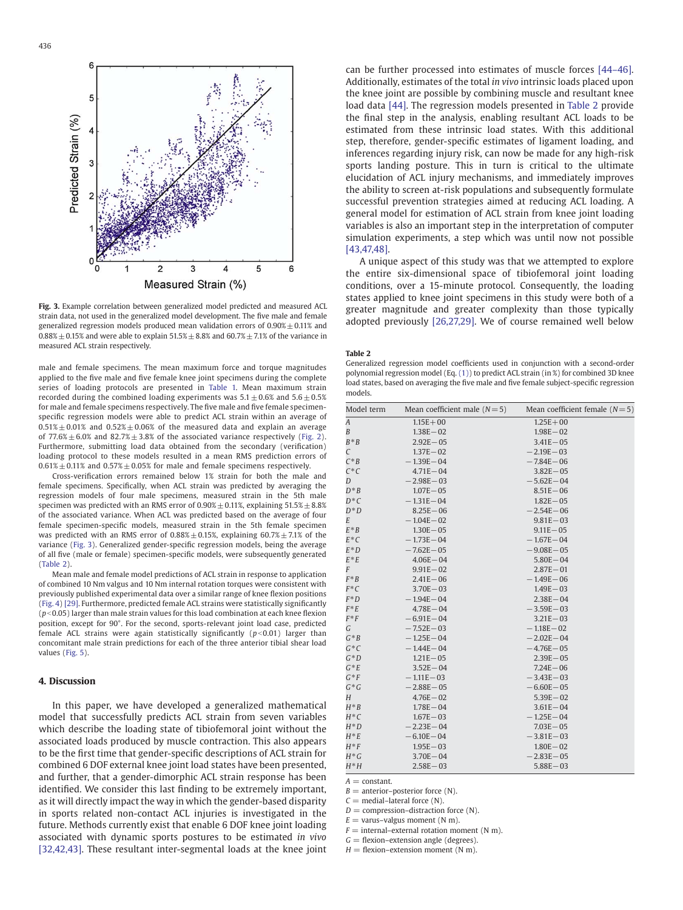**Fig. 3.** Example correlation between generalized model predicted and measured ACL strain data, not used in the generalized model development. The five male and female generalized regression models produced mean validation errors of 0.90% ± 0.11% and 0.88% ± 0.15% and were able to explain 51.5% ± 8.8% and 60.7% ± 7.1% of the variance in measured ACL strain respectively.

male and female specimens. The mean maximum force and torque magnitudes applied to the five male and five female knee joint specimens during the complete series of loading protocols are presented in Table 1. Mean maximum strain recorded during the combined loading experiments was 5.1 ± 0.6% and 5.6 ± 0.5% for male and female specimens respectively. The five male and five female specimen-specific regression models were able to predict ACL strain within an average of 0.51% ± 0.01% and 0.52% ± 0.06% of the measured data and explain an average of 77.6% ± 6.0% and 82.7% ± 3.8% of the associated variance respectively (Fig. 2). Furthermore, submitting load data obtained from the secondary (verification) loading protocol to these models resulted in a mean RMS prediction errors of 0.61% ± 0.11% and 0.57% ± 0.05% for male and female specimens respectively.

Cross-verification errors remained below 1% strain for both the male and female specimens. Specifically, when ACL strain was predicted by averaging the regression models of four male specimens, measured strain in the 5th male specimen was predicted with an RMS error of 0.90% ± 0.11%, explaining 51.5% ± 8.8% of the associated variance. When ACL was predicted based on the average of four female specimen-specific models, measured strain in the 5th female specimen was predicted with an RMS error of 0.88% ± 0.15%, explaining 60.7% ± 7.1% of the variance (Fig. 3). Generalized gender-specific regression models, being the average of all five (male or female) specimen-specific models, were subsequently generated (Table 2).

Mean male and female model predictions of ACL strain in response to application of combined 10 Nm valgus and 10 Nm internal rotation torques were consistent with previously published experimental data over a similar range of knee flexion positions (Fig. 4) [29]. Furthermore, predicted female ACL strains were statistically significantly ($p < 0.05$) larger than male strain values for this load combination at each knee flexion position, except for 90°. For the second, sports-relevant joint load case, predicted female ACL strains were again statistically significantly ($p < 0.01$) larger than concomitant male strain predictions for each of the three anterior tibial shear load values (Fig. 5).

## 4. Discussion

In this paper, we have developed a generalized mathematical model that successfully predicts ACL strain from seven variables which describe the loading state of tibiofemoral joint without the associated loads produced by muscle contraction. This also appears to be the first time that gender-specific descriptions of ACL strain for combined 6 DOF external knee joint load states have been presented, and further, that a gender-dimorphic ACL strain response has been identified. We consider this last finding to be extremely important, as it will directly impact the way in which the gender-based disparity in sports related non-contact ACL injuries is investigated in the future. Methods currently exist that enable 6 DOF knee joint loading associated with dynamic sports postures to be estimated *in vivo* [32,42,43]. These resultant inter-segmental loads at the knee joint can be further processed into estimates of muscle forces [44–46]. Additionally, estimates of the total *in vivo* intrinsic loads placed upon the knee joint are possible by combining muscle and resultant knee load data [44]. The regression models presented in Table 2 provide the final step in the analysis, enabling resultant ACL loads to be estimated from these intrinsic load states. With this additional step, therefore, gender-specific estimates of ligament loading, and inferences regarding injury risk, can now be made for any high-risk sports landing posture. This in turn is critical to the ultimate elucidation of ACL injury mechanisms, and immediately improves the ability to screen at-risk populations and subsequently formulate successful prevention strategies aimed at reducing ACL loading. A general model for estimation of ACL strain from knee joint loading variables is also an important step in the interpretation of computer simulation experiments, a step which was until now not possible [43,47,48].

A unique aspect of this study was that we attempted to explore the entire six-dimensional space of tibiofemoral joint loading conditions, over a 15-minute protocol. Consequently, the loading states applied to knee joint specimens in this study were both of a greater magnitude and greater complexity than those typically adopted previously [26,27,29]. We of course remained well below

**Table 2**
Generalized regression model coefficients used in conjunction with a second-order polynomial regression model (Eq. (1)) to predict ACL strain (in %) for combined 3D knee load states, based on averaging the five male and five female subject-specific regression models.

| Model term | Mean coefficient male ($N=5$) | Mean coefficient female ($N=5$) |
|---|---|---|
| *A* | 1.15E+00 | 1.25E+00 |
| *B* | 1.38E−02 | 1.98E−02 |
| *B*\**B* | 2.92E−05 | 3.41E−05 |
| *C* | 1.37E−02 | −2.19E−03 |
| *C*\**B* | −1.39E−04 | −7.84E−06 |
| *C*\**C* | 4.71E−04 | 3.82E−05 |
| *D* | −2.98E−03 | −5.62E−04 |
| *D*\**B* | 1.07E−05 | 8.51E−06 |
| *D*\**C* | −1.31E−04 | 1.82E−05 |
| *D*\**D* | 8.25E−06 | −2.54E−06 |
| *E* | −1.04E−02 | 9.81E−03 |
| *E*\**B* | 1.30E−05 | 9.11E−05 |
| *E*\**C* | −1.73E−04 | −1.67E−04 |
| *E*\**D* | −7.62E−05 | −9.08E−05 |
| *E*\**E* | 4.06E−04 | 5.80E−04 |
| *F* | 9.91E−02 | 2.87E−01 |
| *F*\**B* | 2.41E−06 | −1.49E−06 |
| *F*\**C* | 3.70E−03 | 1.49E−03 |
| *F*\**D* | −1.94E−04 | 2.38E−04 |
| *F*\**E* | 4.78E−04 | −3.59E−03 |
| *F*\**F* | −6.91E−04 | 3.21E−03 |
| *G* | −7.52E−03 | −1.18E−02 |
| *G*\**B* | −1.25E−04 | −2.02E−04 |
| *G*\**C* | −1.44E−04 | −4.76E−05 |
| *G*\**D* | 1.21E−05 | 2.39E−05 |
| *G*\**E* | 3.52E−04 | 7.24E−06 |
| *G*\**F* | −1.11E−03 | −3.43E−03 |
| *G*\**G* | −2.88E−05 | −6.60E−05 |
| *H* | 4.76E−02 | 5.39E−02 |
| *H*\**B* | 1.78E−04 | 3.61E−04 |
| *H*\**C* | 1.67E−03 | −1.25E−04 |
| *H*\**D* | −2.23E−04 | 7.03E−05 |
| *H*\**E* | −6.10E−04 | −3.81E−03 |
| *H*\**F* | 1.95E−03 | 1.80E−02 |
| *H*\**G* | 3.70E−04 | −2.83E−05 |
| *H*\**H* | 2.58E−03 | 5.88E−03 |

*A* = constant.
*B* = anterior–posterior force (N).
*C* = medial–lateral force (N).
*D* = compression–distraction force (N).
*E* = varus–valgus moment (N m).
*F* = internal–external rotation moment (N m).
*G* = flexion–extension angle (degrees).
*H* = flexion–extension moment (N m).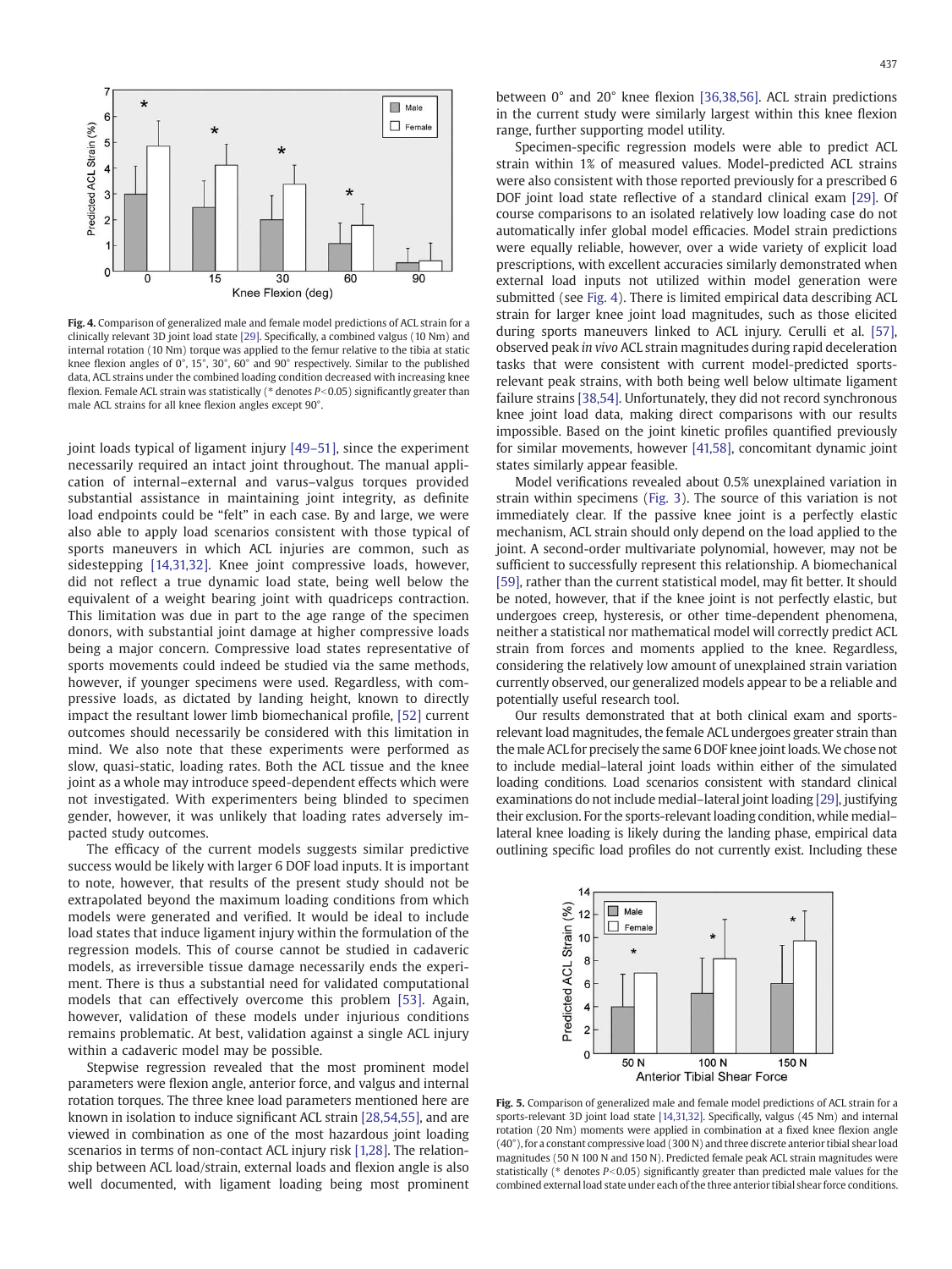Predicted ACL Strain (%)

7
6
5
4
3
2
1
0

0 15 30 60 90

Knee Flexion (deg)

Male
Female

*

**Fig. 4.** Comparison of generalized male and female model predictions of ACL strain for a clinically relevant 3D joint load state [29]. Specifically, a combined valgus (10 Nm) and internal rotation (10 Nm) torque was applied to the femur relative to the tibia at static knee flexion angles of 0°, 15°, 30°, 60° and 90° respectively. Similar to the published data, ACL strains under the combined loading condition decreased with increasing knee flexion. Female ACL strain was statistically (* denotes $P<0.05$) significantly greater than male ACL strains for all knee flexion angles except 90°.

joint loads typical of ligament injury [49–51], since the experiment necessarily required an intact joint throughout. The manual application of internal–external and varus–valgus torques provided substantial assistance in maintaining joint integrity, as definite load endpoints could be "felt" in each case. By and large, we were also able to apply load scenarios consistent with those typical of sports maneuvers in which ACL injuries are common, such as sidestepping [14,31,32]. Knee joint compressive loads, however, did not reflect a true dynamic load state, being well below the equivalent of a weight bearing joint with quadriceps contraction. This limitation was due in part to the age range of the specimen donors, with substantial joint damage at higher compressive loads being a major concern. Compressive load states representative of sports movements could indeed be studied via the same methods, however, if younger specimens were used. Regardless, with compressive loads, as dictated by landing height, known to directly impact the resultant lower limb biomechanical profile, [52] current outcomes should necessarily be considered with this limitation in mind. We also note that these experiments were performed as slow, quasi-static, loading rates. Both the ACL tissue and the knee joint as a whole may introduce speed-dependent effects which were not investigated. With experimenters being blinded to specimen gender, however, it was unlikely that loading rates adversely impacted study outcomes.

The efficacy of the current models suggests similar predictive success would be likely with larger 6 DOF load inputs. It is important to note, however, that results of the present study should not be extrapolated beyond the maximum loading conditions from which models were generated and verified. It would be ideal to include load states that induce ligament injury within the formulation of the regression models. This of course cannot be studied in cadaveric models, as irreversible tissue damage necessarily ends the experiment. There is thus a substantial need for validated computational models that can effectively overcome this problem [53]. Again, however, validation of these models under injurious conditions remains problematic. At best, validation against a single ACL injury within a cadaveric model may be possible.

Stepwise regression revealed that the most prominent model parameters were flexion angle, anterior force, and valgus and internal rotation torques. The three knee load parameters mentioned here are known in isolation to induce significant ACL strain [28,54,55], and are viewed in combination as one of the most hazardous joint loading scenarios in terms of non-contact ACL injury risk [1,28]. The relationship between ACL load/strain, external loads and flexion angle is also well documented, with ligament loading being most prominent between 0° and 20° knee flexion [36,38,56]. ACL strain predictions in the current study were similarly largest within this knee flexion range, further supporting model utility.

Specimen-specific regression models were able to predict ACL strain within 1% of measured values. Model-predicted ACL strains were also consistent with those reported previously for a prescribed 6 DOF joint load state reflective of a standard clinical exam [29]. Of course comparisons to an isolated relatively low loading case do not automatically infer global model efficacies. Model strain predictions were equally reliable, however, over a wide variety of explicit load prescriptions, with excellent accuracies similarly demonstrated when external load inputs not utilized within model generation were submitted (see Fig. 4). There is limited empirical data describing ACL strain for larger knee joint load magnitudes, such as those elicited during sports maneuvers linked to ACL injury. Cerulli et al. [57], observed peak *in vivo* ACL strain magnitudes during rapid deceleration tasks that were consistent with current model-predicted sports-relevant peak strains, with both being well below ultimate ligament failure strains [38,54]. Unfortunately, they did not record synchronous knee joint load data, making direct comparisons with our results impossible. Based on the joint kinetic profiles quantified previously for similar movements, however [41,58], concomitant dynamic joint states similarly appear feasible.

Model verifications revealed about 0.5% unexplained variation in strain within specimens (Fig. 3). The source of this variation is not immediately clear. If the passive knee joint is a perfectly elastic mechanism, ACL strain should only depend on the load applied to the joint. A second-order multivariate polynomial, however, may not be sufficient to successfully represent this relationship. A biomechanical [59], rather than the current statistical model, may fit better. It should be noted, however, that if the knee joint is not perfectly elastic, but undergoes creep, hysteresis, or other time-dependent phenomena, neither a statistical nor mathematical model will correctly predict ACL strain from forces and moments applied to the knee. Regardless, considering the relatively low amount of unexplained strain variation currently observed, our generalized models appear to be a reliable and potentially useful research tool.

Our results demonstrated that at both clinical exam and sports-relevant load magnitudes, the female ACL undergoes greater strain than the male ACL for precisely the same 6 DOF knee joint loads. We chose not to include medial–lateral joint loads within either of the simulated loading conditions. Load scenarios consistent with standard clinical examinations do not include medial–lateral joint loading [29], justifying their exclusion. For the sports-relevant loading condition, while medial–lateral knee loading is likely during the landing phase, empirical data outlining specific load profiles do not currently exist. Including these

Predicted ACL Strain (%)

14
12
10
8
6
4
2
0

50 N 100 N 150 N

Anterior Tibial Shear Force

Male
Female

*

**Fig. 5.** Comparison of generalized male and female model predictions of ACL strain for a sports-relevant 3D joint load state [14,31,32]. Specifically, valgus (45 Nm) and internal rotation (20 Nm) moments were applied in combination at a fixed knee flexion angle (40°), for a constant compressive load (300 N) and three discrete anterior tibial shear load magnitudes (50 N 100 N and 150 N). Predicted female peak ACL strain magnitudes were statistically (* denotes $P<0.05$) significantly greater than predicted male values for the combined external load state under each of the three anterior tibial shear force conditions.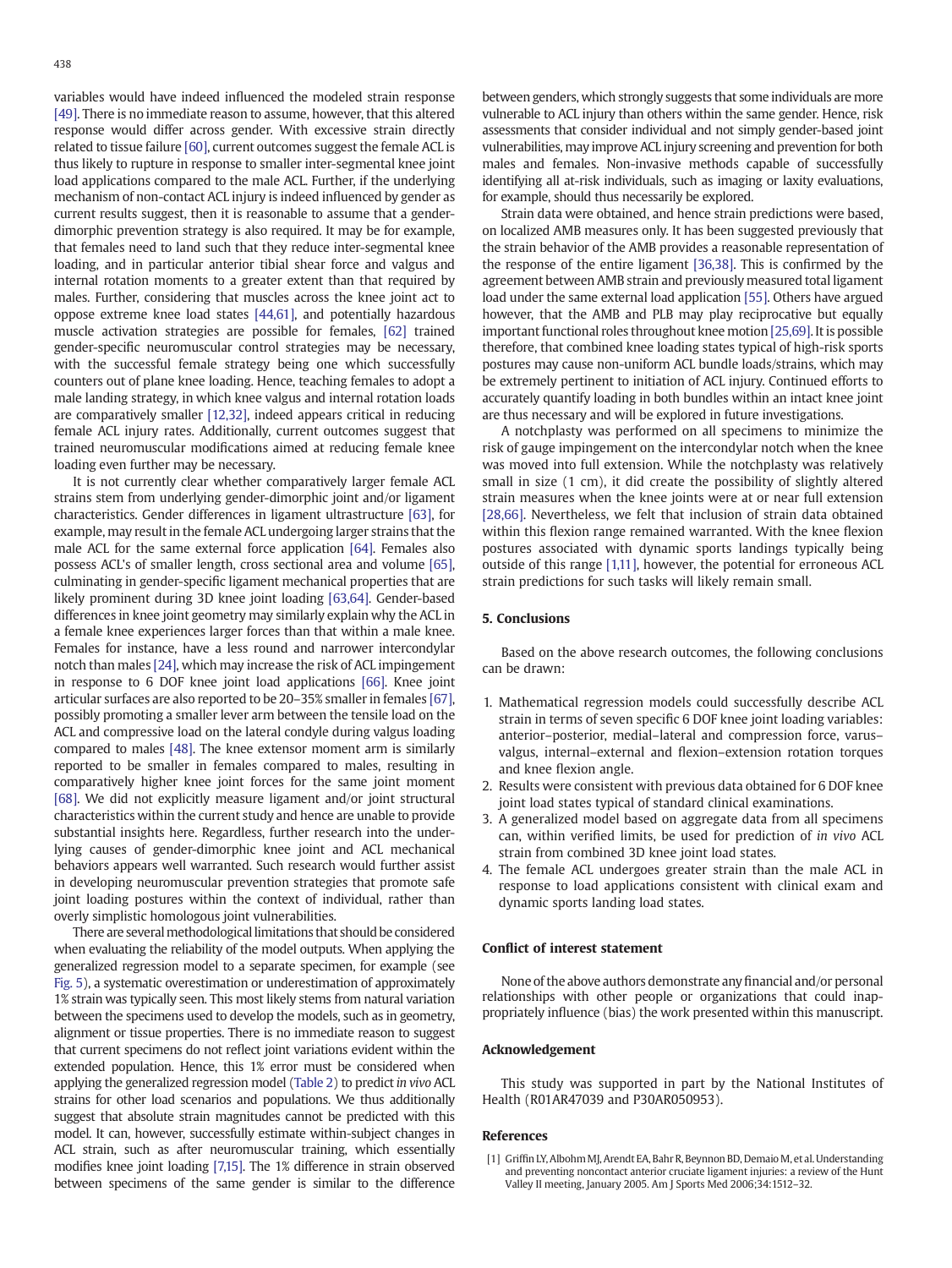variables would have indeed influenced the modeled strain response [49]. There is no immediate reason to assume, however, that this altered response would differ across gender. With excessive strain directly related to tissue failure [60], current outcomes suggest the female ACL is thus likely to rupture in response to smaller inter-segmental knee joint load applications compared to the male ACL. Further, if the underlying mechanism of non-contact ACL injury is indeed influenced by gender as current results suggest, then it is reasonable to assume that a gender-dimorphic prevention strategy is also required. It may be for example, that females need to land such that they reduce inter-segmental knee loading, and in particular anterior tibial shear force and valgus and internal rotation moments to a greater extent than that required by males. Further, considering that muscles across the knee joint act to oppose extreme knee load states [44,61], and potentially hazardous muscle activation strategies are possible for females, [62] trained gender-specific neuromuscular control strategies may be necessary, with the successful female strategy being one which successfully counters out of plane knee loading. Hence, teaching females to adopt a male landing strategy, in which knee valgus and internal rotation loads are comparatively smaller [12,32], indeed appears critical in reducing female ACL injury rates. Additionally, current outcomes suggest that trained neuromuscular modifications aimed at reducing female knee loading even further may be necessary.

It is not currently clear whether comparatively larger female ACL strains stem from underlying gender-dimorphic joint and/or ligament characteristics. Gender differences in ligament ultrastructure [63], for example, may result in the female ACL undergoing larger strains that the male ACL for the same external force application [64]. Females also possess ACL's of smaller length, cross sectional area and volume [65], culminating in gender-specific ligament mechanical properties that are likely prominent during 3D knee joint loading [63,64]. Gender-based differences in knee joint geometry may similarly explain why the ACL in a female knee experiences larger forces than that within a male knee. Females for instance, have a less round and narrower intercondylar notch than males [24], which may increase the risk of ACL impingement in response to 6 DOF knee joint load applications [66]. Knee joint articular surfaces are also reported to be 20–35% smaller in females [67], possibly promoting a smaller lever arm between the tensile load on the ACL and compressive load on the lateral condyle during valgus loading compared to males [48]. The knee extensor moment arm is similarly reported to be smaller in females compared to males, resulting in comparatively higher knee joint forces for the same joint moment [68]. We did not explicitly measure ligament and/or joint structural characteristics within the current study and hence are unable to provide substantial insights here. Regardless, further research into the underlying causes of gender-dimorphic knee joint and ACL mechanical behaviors appears well warranted. Such research would further assist in developing neuromuscular prevention strategies that promote safe joint loading postures within the context of individual, rather than overly simplistic homologous joint vulnerabilities.

There are several methodological limitations that should be considered when evaluating the reliability of the model outputs. When applying the generalized regression model to a separate specimen, for example (see Fig. 5), a systematic overestimation or underestimation of approximately 1% strain was typically seen. This most likely stems from natural variation between the specimens used to develop the models, such as in geometry, alignment or tissue properties. There is no immediate reason to suggest that current specimens do not reflect joint variations evident within the extended population. Hence, this 1% error must be considered when applying the generalized regression model (Table 2) to predict *in vivo* ACL strains for other load scenarios and populations. We thus additionally suggest that absolute strain magnitudes cannot be predicted with this model. It can, however, successfully estimate within-subject changes in ACL strain, such as after neuromuscular training, which essentially modifies knee joint loading [7,15]. The 1% difference in strain observed between specimens of the same gender is similar to the difference between genders, which strongly suggests that some individuals are more vulnerable to ACL injury than others within the same gender. Hence, risk assessments that consider individual and not simply gender-based joint vulnerabilities, may improve ACL injury screening and prevention for both males and females. Non-invasive methods capable of successfully identifying all at-risk individuals, such as imaging or laxity evaluations, for example, should thus necessarily be explored.

Strain data were obtained, and hence strain predictions were based, on localized AMB measures only. It has been suggested previously that the strain behavior of the AMB provides a reasonable representation of the response of the entire ligament [36,38]. This is confirmed by the agreement between AMB strain and previously measured total ligament load under the same external load application [55]. Others have argued however, that the AMB and PLB may play reciprocative but equally important functional roles throughout knee motion [25,69]. It is possible therefore, that combined knee loading states typical of high-risk sports postures may cause non-uniform ACL bundle loads/strains, which may be extremely pertinent to initiation of ACL injury. Continued efforts to accurately quantify loading in both bundles within an intact knee joint are thus necessary and will be explored in future investigations.

A notchplasty was performed on all specimens to minimize the risk of gauge impingement on the intercondylar notch when the knee was moved into full extension. While the notchplasty was relatively small in size (1 cm), it did create the possibility of slightly altered strain measures when the knee joints were at or near full extension [28,66]. Nevertheless, we felt that inclusion of strain data obtained within this flexion range remained warranted. With the knee flexion postures associated with dynamic sports landings typically being outside of this range [1,11], however, the potential for erroneous ACL strain predictions for such tasks will likely remain small.

## 5. Conclusions

Based on the above research outcomes, the following conclusions can be drawn:

1. Mathematical regression models could successfully describe ACL strain in terms of seven specific 6 DOF knee joint loading variables: anterior–posterior, medial–lateral and compression force, varus–valgus, internal–external and flexion–extension rotation torques and knee flexion angle.
2. Results were consistent with previous data obtained for 6 DOF knee joint load states typical of standard clinical examinations.
3. A generalized model based on aggregate data from all specimens can, within verified limits, be used for prediction of *in vivo* ACL strain from combined 3D knee joint load states.
4. The female ACL undergoes greater strain than the male ACL in response to load applications consistent with clinical exam and dynamic sports landing load states.

## Conflict of interest statement

None of the above authors demonstrate any financial and/or personal relationships with other people or organizations that could inappropriately influence (bias) the work presented within this manuscript.

## Acknowledgement

This study was supported in part by the National Institutes of Health (R01AR47039 and P30AR050953).

## References

[1] Griffin LY, Albohm MJ, Arendt EA, Bahr R, Beynnon BD, Demaio M, et al. Understanding and preventing noncontact anterior cruciate ligament injuries: a review of the Hunt Valley II meeting, January 2005. Am J Sports Med 2006;34:1512–32.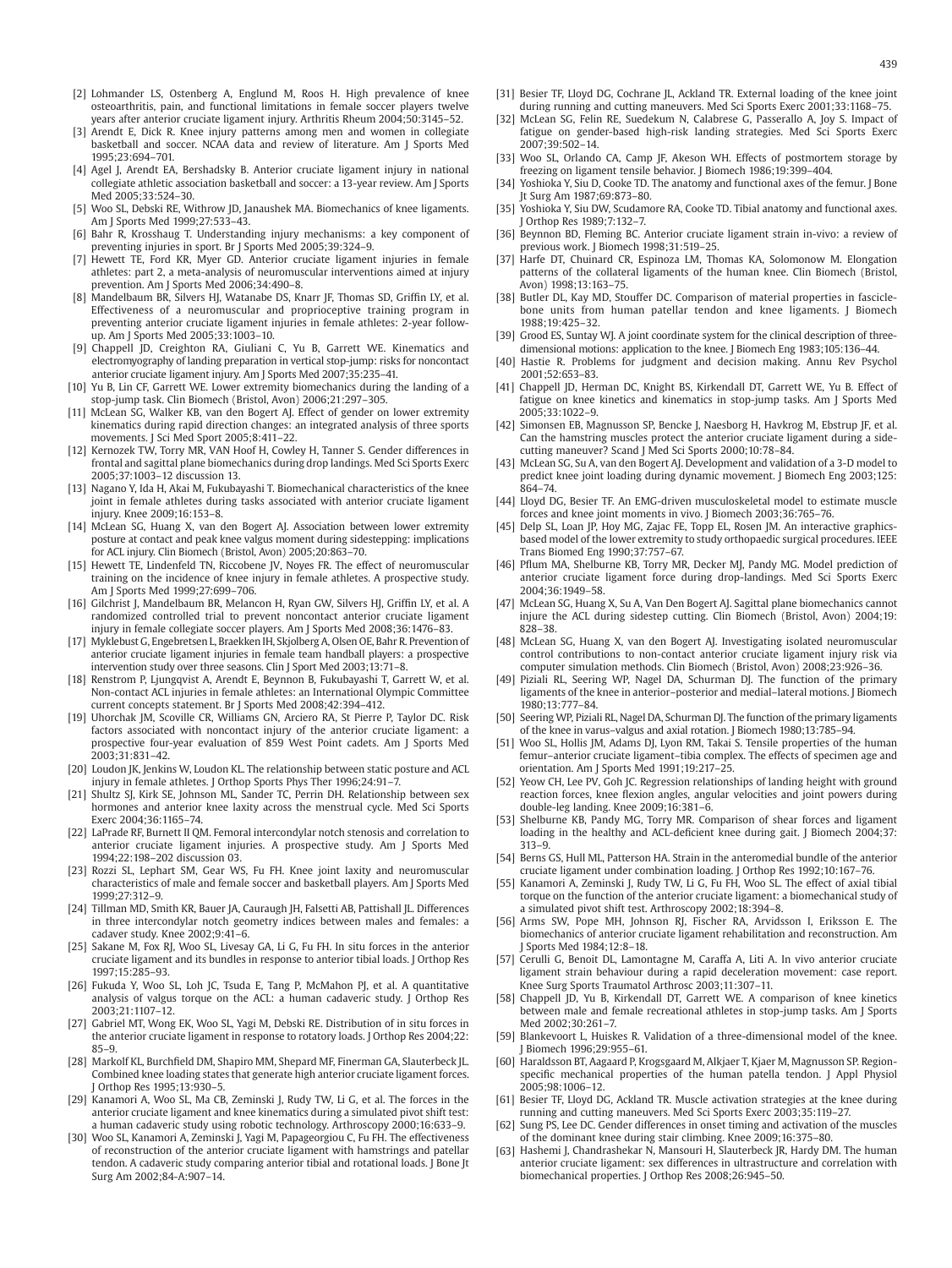[2] Lohmander LS, Ostenberg A, Englund M, Roos H. High prevalence of knee osteoarthritis, pain, and functional limitations in female soccer players twelve years after anterior cruciate ligament injury. Arthritis Rheum 2004;50:3145–52.

[3] Arendt E, Dick R. Knee injury patterns among men and women in collegiate basketball and soccer. NCAA data and review of literature. Am J Sports Med 1995;23:694–701.

[4] Agel J, Arendt EA, Bershadsky B. Anterior cruciate ligament injury in national collegiate athletic association basketball and soccer: a 13-year review. Am J Sports Med 2005;33:524–30.

[5] Woo SL, Debski RE, Withrow JD, Janaushek MA. Biomechanics of knee ligaments. Am J Sports Med 1999;27:533–43.

[6] Bahr R, Krosshaug T. Understanding injury mechanisms: a key component of preventing injuries in sport. Br J Sports Med 2005;39:324–9.

[7] Hewett TE, Ford KR, Myer GD. Anterior cruciate ligament injuries in female athletes: part 2, a meta-analysis of neuromuscular interventions aimed at injury prevention. Am J Sports Med 2006;34:490–8.

[8] Mandelbaum BR, Silvers HJ, Watanabe DS, Knarr JF, Thomas SD, Griffin LY, et al. Effectiveness of a neuromuscular and proprioceptive training program in preventing anterior cruciate ligament injuries in female athletes: 2-year follow-up. Am J Sports Med 2005;33:1003–10.

[9] Chappell JD, Creighton RA, Giuliani C, Yu B, Garrett WE. Kinematics and electromyography of landing preparation in vertical stop-jump: risks for noncontact anterior cruciate ligament injury. Am J Sports Med 2007;35:235–41.

[10] Yu B, Lin CF, Garrett WE. Lower extremity biomechanics during the landing of a stop-jump task. Clin Biomech (Bristol, Avon) 2006;21:297–305.

[11] McLean SG, Walker KB, van den Bogert AJ. Effect of gender on lower extremity kinematics during rapid direction changes: an integrated analysis of three sports movements. J Sci Med Sport 2005;8:411–22.

[12] Kernozek TW, Torry MR, VAN Hoof H, Cowley H, Tanner S. Gender differences in frontal and sagittal plane biomechanics during drop landings. Med Sci Sports Exerc 2005;37:1003–12 discussion 13.

[13] Nagano Y, Ida H, Akai M, Fukubayashi T. Biomechanical characteristics of the knee joint in female athletes during tasks associated with anterior cruciate ligament injury. Knee 2009;16:153–8.

[14] McLean SG, Huang X, van den Bogert AJ. Association between lower extremity posture at contact and peak knee valgus moment during sidestepping: implications for ACL injury. Clin Biomech (Bristol, Avon) 2005;20:863–70.

[15] Hewett TE, Lindenfeld TN, Riccobene JV, Noyes FR. The effect of neuromuscular training on the incidence of knee injury in female athletes. A prospective study. Am J Sports Med 1999;27:699–706.

[16] Gilchrist J, Mandelbaum BR, Melancon H, Ryan GW, Silvers HJ, Griffin LY, et al. A randomized controlled trial to prevent noncontact anterior cruciate ligament injury in female collegiate soccer players. Am J Sports Med 2008;36:1476–83.

[17] Myklebust G, Engebretsen L, Braekken IH, Skjolberg A, Olsen OE, Bahr R. Prevention of anterior cruciate ligament injuries in female team handball players: a prospective intervention study over three seasons. Clin J Sport Med 2003;13:71–8.

[18] Renstrom P, Ljungqvist A, Arendt E, Beynnon B, Fukubayashi T, Garrett W, et al. Non-contact ACL injuries in female athletes: an International Olympic Committee current concepts statement. Br J Sports Med 2008;42:394–412.

[19] Uhorchak JM, Scoville CR, Williams GN, Arciero RA, St Pierre P, Taylor DC. Risk factors associated with noncontact injury of the anterior cruciate ligament: a prospective four-year evaluation of 859 West Point cadets. Am J Sports Med 2003;31:831–42.

[20] Loudon JK, Jenkins W, Loudon KL. The relationship between static posture and ACL injury in female athletes. J Orthop Sports Phys Ther 1996;24:91–7.

[21] Shultz SJ, Kirk SE, Johnson ML, Sander TC, Perrin DH. Relationship between sex hormones and anterior knee laxity across the menstrual cycle. Med Sci Sports Exerc 2004;36:1165–74.

[22] LaPrade RF, Burnett II QM. Femoral intercondylar notch stenosis and correlation to anterior cruciate ligament injuries. A prospective study. Am J Sports Med 1994;22:198–202 discussion 03.

[23] Rozzi SL, Lephart SM, Gear WS, Fu FH. Knee joint laxity and neuromuscular characteristics of male and female soccer and basketball players. Am J Sports Med 1999;27:312–9.

[24] Tillman MD, Smith KR, Bauer JA, Cauraugh JH, Falsetti AB, Pattishall JL. Differences in three intercondylar notch geometry indices between males and females: a cadaver study. Knee 2002;9:41–6.

[25] Sakane M, Fox RJ, Woo SL, Livesay GA, Li G, Fu FH. In situ forces in the anterior cruciate ligament and its bundles in response to anterior tibial loads. J Orthop Res 1997;15:285–93.

[26] Fukuda Y, Woo SL, Loh JC, Tsuda E, Tang P, McMahon PJ, et al. A quantitative analysis of valgus torque on the ACL: a human cadaveric study. J Orthop Res 2003;21:1107–12.

[27] Gabriel MT, Wong EK, Woo SL, Yagi M, Debski RE. Distribution of in situ forces in the anterior cruciate ligament in response to rotatory loads. J Orthop Res 2004;22:85–9.

[28] Markolf KL, Burchfield DM, Shapiro MM, Shepard MF, Finerman GA, Slauterbeck JL. Combined knee loading states that generate high anterior cruciate ligament forces. J Orthop Res 1995;13:930–5.

[29] Kanamori A, Woo SL, Ma CB, Zeminski J, Rudy TW, Li G, et al. The forces in the anterior cruciate ligament and knee kinematics during a simulated pivot shift test: a human cadaveric study using robotic technology. Arthroscopy 2000;16:633–9.

[30] Woo SL, Kanamori A, Zeminski J, Yagi M, Papageorgiou C, Fu FH. The effectiveness of reconstruction of the anterior cruciate ligament with hamstrings and patellar tendon. A cadaveric study comparing anterior tibial and rotational loads. J Bone Jt Surg Am 2002;84-A:907–14.

[31] Besier TF, Lloyd DG, Cochrane JL, Ackland TR. External loading of the knee joint during running and cutting maneuvers. Med Sci Sports Exerc 2001;33:1168–75.

[32] McLean SG, Felin RE, Suedekum N, Calabrese G, Passerallo A, Joy S. Impact of fatigue on gender-based high-risk landing strategies. Med Sci Sports Exerc 2007;39:502–14.

[33] Woo SL, Orlando CA, Camp JF, Akeson WH. Effects of postmortem storage by freezing on ligament tensile behavior. J Biomech 1986;19:399–404.

[34] Yoshioka Y, Siu D, Cooke TD. The anatomy and functional axes of the femur. J Bone Jt Surg Am 1987;69:873–80.

[35] Yoshioka Y, Siu DW, Scudamore RA, Cooke TD. Tibial anatomy and functional axes. J Orthop Res 1989;7:132–7.

[36] Beynnon BD, Fleming BC. Anterior cruciate ligament strain in-vivo: a review of previous work. J Biomech 1998;31:519–25.

[37] Harfe DT, Chuinard CR, Espinoza LM, Thomas KA, Solomonow M. Elongation patterns of the collateral ligaments of the human knee. Clin Biomech (Bristol, Avon) 1998;13:163–75.

[38] Butler DL, Kay MD, Stouffer DC. Comparison of material properties in fascicle-bone units from human patellar tendon and knee ligaments. J Biomech 1988;19:425–32.

[39] Grood ES, Suntay WJ. A joint coordinate system for the clinical description of three-dimensional motions: application to the knee. J Biomech Eng 1983;105:136–44.

[40] Hastie R. Problems for judgment and decision making. Annu Rev Psychol 2001;52:653–83.

[41] Chappell JD, Herman DC, Knight BS, Kirkendall DT, Garrett WE, Yu B. Effect of fatigue on knee kinetics and kinematics in stop-jump tasks. Am J Sports Med 2005;33:1022–9.

[42] Simonsen EB, Magnusson SP, Bencke J, Naesborg H, Havkrog M, Ebstrup JF, et al. Can the hamstring muscles protect the anterior cruciate ligament during a side-cutting maneuver? Scand J Med Sci Sports 2000;10:78–84.

[43] McLean SG, Su A, van den Bogert AJ. Development and validation of a 3-D model to predict knee joint loading during dynamic movement. J Biomech Eng 2003;125:864–74.

[44] Lloyd DG, Besier TF. An EMG-driven musculoskeletal model to estimate muscle forces and knee joint moments in vivo. J Biomech 2003;36:765–76.

[45] Delp SL, Loan JP, Hoy MG, Zajac FE, Topp EL, Rosen JM. An interactive graphics-based model of the lower extremity to study orthopaedic surgical procedures. IEEE Trans Biomed Eng 1990;37:757–67.

[46] Pflum MA, Shelburne KB, Torry MR, Decker MJ, Pandy MG. Model prediction of anterior cruciate ligament force during drop-landings. Med Sci Sports Exerc 2004;36:1949–58.

[47] McLean SG, Huang X, Su A, Van Den Bogert AJ. Sagittal plane biomechanics cannot injure the ACL during sidestep cutting. Clin Biomech (Bristol, Avon) 2004;19:828–38.

[48] McLean SG, Huang X, van den Bogert AJ. Investigating isolated neuromuscular control contributions to non-contact anterior cruciate ligament injury risk via computer simulation methods. Clin Biomech (Bristol, Avon) 2008;23:926–36.

[49] Piziali RL, Seering WP, Nagel DA, Schurman DJ. The function of the primary ligaments of the knee in anterior–posterior and medial–lateral motions. J Biomech 1980;13:777–84.

[50] Seering WP, Piziali RL, Nagel DA, Schurman DJ. The function of the primary ligaments of the knee in varus–valgus and axial rotation. J Biomech 1980;13:785–94.

[51] Woo SL, Hollis JM, Adams DJ, Lyon RM, Takai S. Tensile properties of the human femur–anterior cruciate ligament–tibia complex. The effects of specimen age and orientation. Am J Sports Med 1991;19:217–25.

[52] Yeow CH, Lee PV, Goh JC. Regression relationships of landing height with ground reaction forces, knee flexion angles, angular velocities and joint powers during double-leg landing. Knee 2009;16:381–6.

[53] Shelburne KB, Pandy MG, Torry MR. Comparison of shear forces and ligament loading in the healthy and ACL-deficient knee during gait. J Biomech 2004;37:313–9.

[54] Berns GS, Hull ML, Patterson HA. Strain in the anteromedial bundle of the anterior cruciate ligament under combination loading. J Orthop Res 1992;10:167–76.

[55] Kanamori A, Zeminski J, Rudy TW, Li G, Fu FH, Woo SL. The effect of axial tibial torque on the function of the anterior cruciate ligament: a biomechanical study of a simulated pivot shift test. Arthroscopy 2002;18:394–8.

[56] Arms SW, Pope MH, Johnson RJ, Fischer RA, Arvidsson I, Eriksson E. The biomechanics of anterior cruciate ligament rehabilitation and reconstruction. Am J Sports Med 1984;12:8–18.

[57] Cerulli G, Benoit DL, Lamontagne M, Caraffa A, Liti A. In vivo anterior cruciate ligament strain behaviour during a rapid deceleration movement: case report. Knee Surg Sports Traumatol Arthrosc 2003;11:307–11.

[58] Chappell JD, Yu B, Kirkendall DT, Garrett WE. A comparison of knee kinetics between male and female recreational athletes in stop-jump tasks. Am J Sports Med 2002;30:261–7.

[59] Blankevoort L, Huiskes R. Validation of a three-dimensional model of the knee. J Biomech 1996;29:955–61.

[60] Haraldsson BT, Aagaard P, Krogsgaard M, Alkjaer T, Kjaer M, Magnusson SP. Region-specific mechanical properties of the human patella tendon. J Appl Physiol 2005;98:1006–12.

[61] Besier TF, Lloyd DG, Ackland TR. Muscle activation strategies at the knee during running and cutting maneuvers. Med Sci Sports Exerc 2003;35:119–27.

[62] Sung PS, Lee DC. Gender differences in onset timing and activation of the muscles of the dominant knee during stair climbing. Knee 2009;16:375–80.

[63] Hashemi J, Chandrashekar N, Mansouri H, Slauterbeck JR, Hardy DM. The human anterior cruciate ligament: sex differences in ultrastructure and correlation with biomechanical properties. J Orthop Res 2008;26:945–50.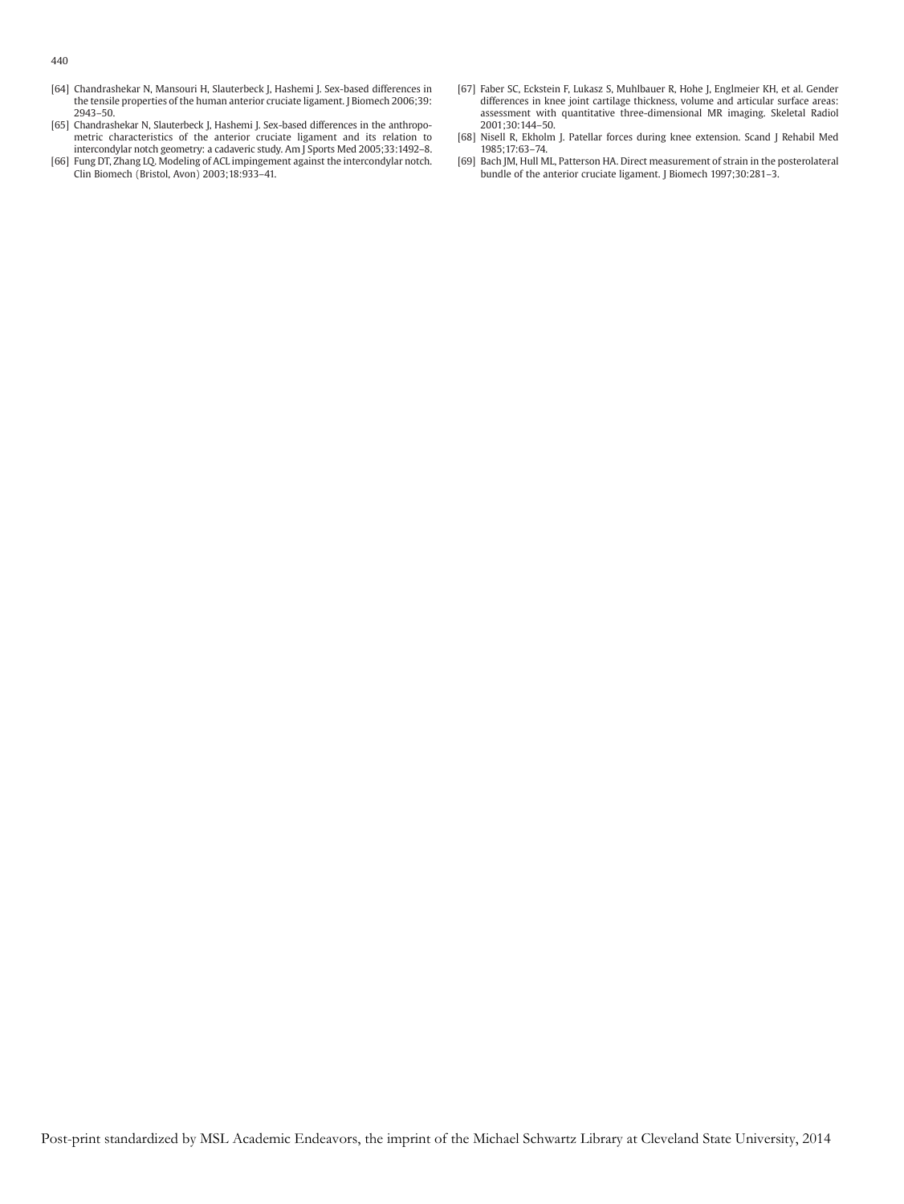[64] Chandrashekar N, Mansouri H, Slauterbeck J, Hashemi J. Sex-based differences in the tensile properties of the human anterior cruciate ligament. J Biomech 2006;39: 2943–50.

[65] Chandrashekar N, Slauterbeck J, Hashemi J. Sex-based differences in the anthropometric characteristics of the anterior cruciate ligament and its relation to intercondylar notch geometry: a cadaveric study. Am J Sports Med 2005;33:1492–8.

[66] Fung DT, Zhang LQ. Modeling of ACL impingement against the intercondylar notch. Clin Biomech (Bristol, Avon) 2003;18:933–41.

[67] Faber SC, Eckstein F, Lukasz S, Muhlbauer R, Hohe J, Englmeier KH, et al. Gender differences in knee joint cartilage thickness, volume and articular surface areas: assessment with quantitative three-dimensional MR imaging. Skeletal Radiol 2001;30:144–50.

[68] Nisell R, Ekholm J. Patellar forces during knee extension. Scand J Rehabil Med 1985;17:63–74.

[69] Bach JM, Hull ML, Patterson HA. Direct measurement of strain in the posterolateral bundle of the anterior cruciate ligament. J Biomech 1997;30:281–3.

Post-print standardized by MSL Academic Endeavors, the imprint of the Michael Schwartz Library at Cleveland State University, 2014